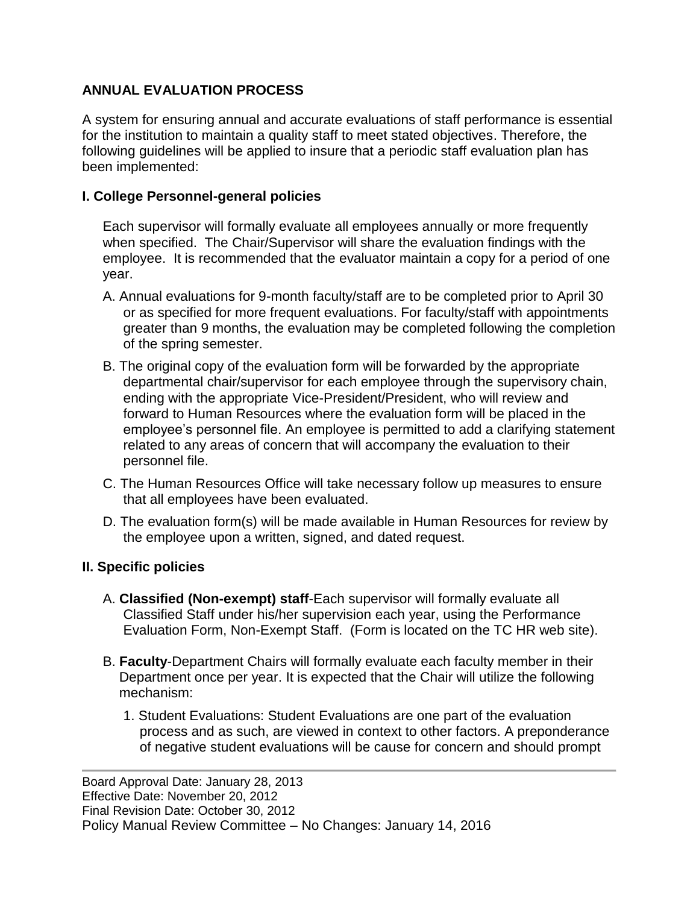# ANNUAL EVALUATION PROCESS

A system for ensuring annual and accurate evaluations of staff performance is essential for the institution to maintain a quality staff to meet stated objectives. Therefore, the following guidelines will be applied to insure that a periodic staff evaluation plan has been implemented:

## I. College Personnel-general policies

Each supervisor will formally evaluate all employees annually or more frequently when specified. The Chair/Supervisor will share the evaluation findings with the employee. It is recommended that the evaluator maintain a copy for a period of one year.

A. Annual evaluations for 9-month faculty/staff are to be completed prior to April 30 or as specified for more frequent evaluations. For faculty/staff with appointments greater than 9 months, the evaluation may be completed following the completion of the spring semester.

B. The original copy of the evaluation form will be forwarded by the appropriate departmental chair/supervisor for each employee through the supervisory chain, ending with the appropriate Vice-President/President, who will review and forward to Human Resources where the evaluation form will be placed in the employee's personnel file. An employee is permitted to add a clarifying statement related to any areas of concern that will accompany the evaluation to their personnel file.

C. The Human Resources Office will take necessary follow up measures to ensure that all employees have been evaluated.

D. The evaluation form(s) will be made available in Human Resources for review by the employee upon a written, signed, and dated request.

## II. Specific policies

A. **Classified (Non-exempt) staff**-Each supervisor will formally evaluate all Classified Staff under his/her supervision each year, using the Performance Evaluation Form, Non-Exempt Staff. (Form is located on the TC HR web site).

B. **Faculty**-Department Chairs will formally evaluate each faculty member in their Department once per year. It is expected that the Chair will utilize the following mechanism:

1. Student Evaluations: Student Evaluations are one part of the evaluation process and as such, are viewed in context to other factors. A preponderance of negative student evaluations will be cause for concern and should prompt

Board Approval Date: January 28, 2013
Effective Date: November 20, 2012
Final Revision Date: October 30, 2012
Policy Manual Review Committee – No Changes: January 14, 2016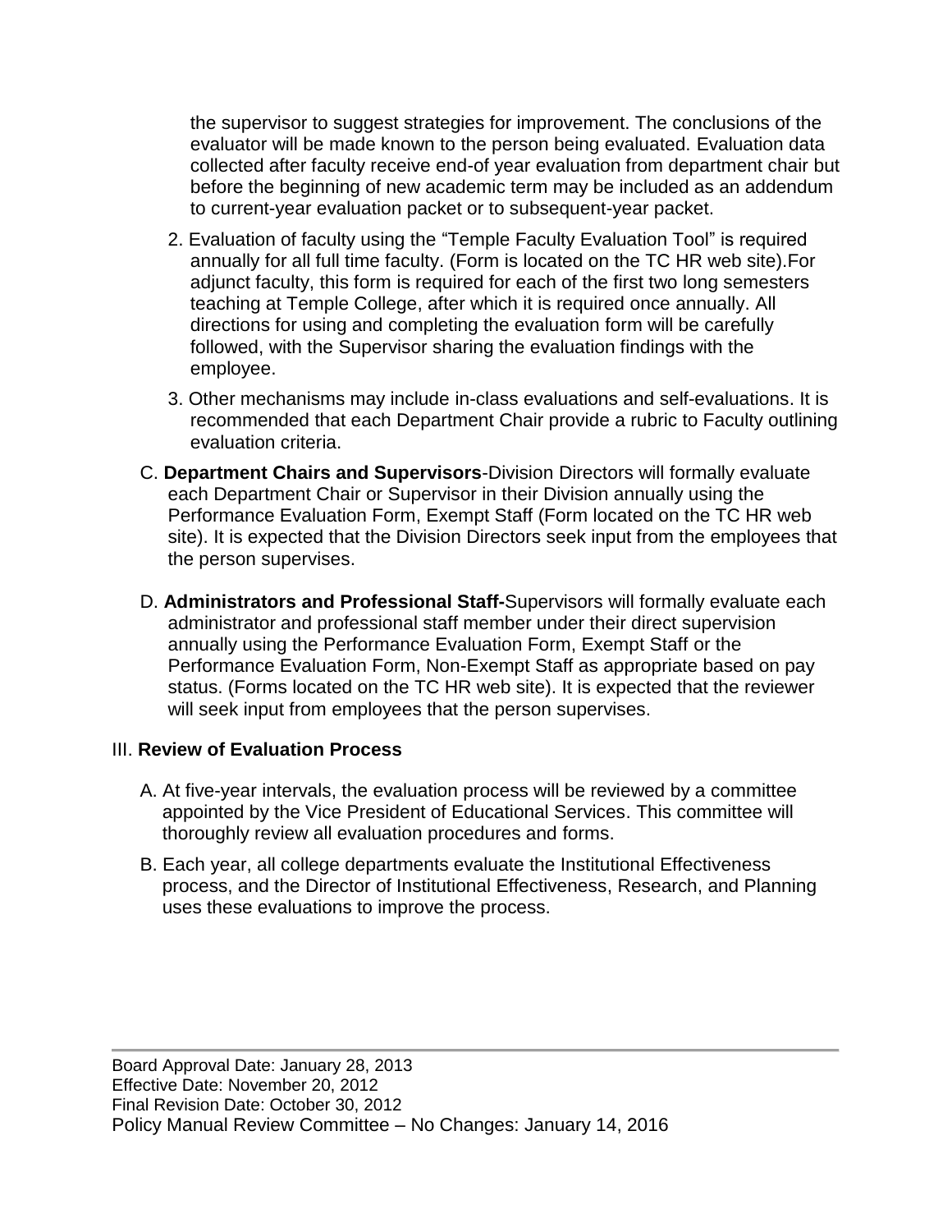the supervisor to suggest strategies for improvement. The conclusions of the evaluator will be made known to the person being evaluated. Evaluation data collected after faculty receive end-of year evaluation from department chair but before the beginning of new academic term may be included as an addendum to current-year evaluation packet or to subsequent-year packet.

2. Evaluation of faculty using the "Temple Faculty Evaluation Tool" is required annually for all full time faculty. (Form is located on the TC HR web site).For adjunct faculty, this form is required for each of the first two long semesters teaching at Temple College, after which it is required once annually. All directions for using and completing the evaluation form will be carefully followed, with the Supervisor sharing the evaluation findings with the employee.

3. Other mechanisms may include in-class evaluations and self-evaluations. It is recommended that each Department Chair provide a rubric to Faculty outlining evaluation criteria.

C. **Department Chairs and Supervisors**-Division Directors will formally evaluate each Department Chair or Supervisor in their Division annually using the Performance Evaluation Form, Exempt Staff (Form located on the TC HR web site). It is expected that the Division Directors seek input from the employees that the person supervises.

D. **Administrators and Professional Staff-**Supervisors will formally evaluate each administrator and professional staff member under their direct supervision annually using the Performance Evaluation Form, Exempt Staff or the Performance Evaluation Form, Non-Exempt Staff as appropriate based on pay status. (Forms located on the TC HR web site). It is expected that the reviewer will seek input from employees that the person supervises.

## III. **Review of Evaluation Process**

A. At five-year intervals, the evaluation process will be reviewed by a committee appointed by the Vice President of Educational Services. This committee will thoroughly review all evaluation procedures and forms.

B. Each year, all college departments evaluate the Institutional Effectiveness process, and the Director of Institutional Effectiveness, Research, and Planning uses these evaluations to improve the process.

---

Board Approval Date: January 28, 2013
Effective Date: November 20, 2012
Final Revision Date: October 30, 2012
Policy Manual Review Committee – No Changes: January 14, 2016